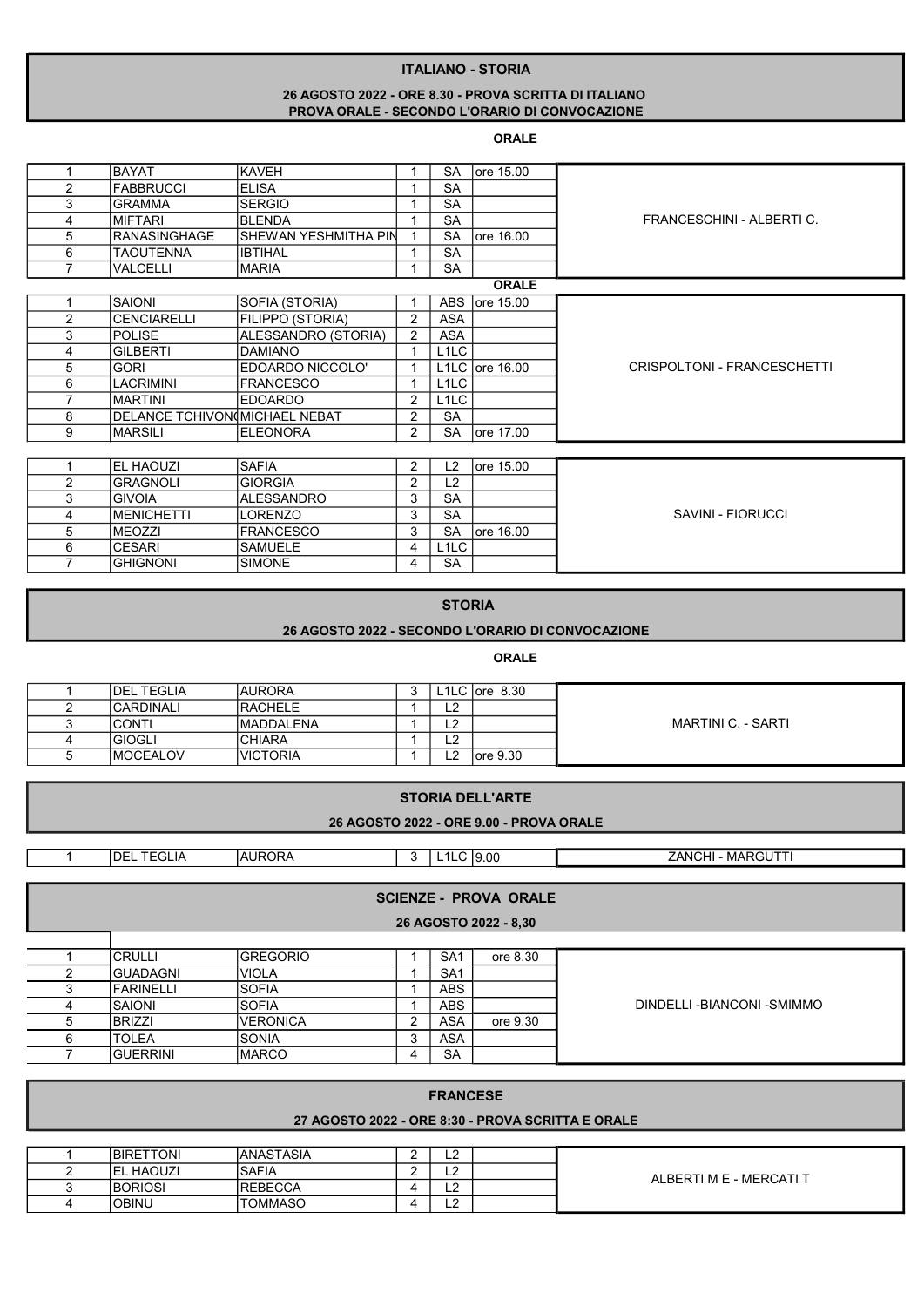## ITALIANO - STORIA

**26 AGOSTO 2022 - ORE 8.30 - PROVA SCRITTA DI ITALIANO**
**PROVA ORALE - SECONDO L'ORARIO DI CONVOCAZIONE**

**ORALE**

| | | | | | | |
|---|---|---|---|---|---|---|
| 1 | BAYAT | KAVEH | 1 | SA | ore 15.00 | FRANCESCHINI - ALBERTI C. |
| 2 | FABBRUCCI | ELISA | 1 | SA | | |
| 3 | GRAMMA | SERGIO | 1 | SA | | |
| 4 | MIFTARI | BLENDA | 1 | SA | | |
| 5 | RANASINGHAGE | SHEWAN YESHMITHA PIN | 1 | SA | ore 16.00 | |
| 6 | TAOUTENNA | IBTIHAL | 1 | SA | | |
| 7 | VALCELLI | MARIA | 1 | SA | | |

**ORALE**

| | | | | | | |
|---|---|---|---|---|---|---|
| 1 | SAIONI | SOFIA (STORIA) | 1 | ABS | ore 15.00 | CRISPOLTONI - FRANCESCHETTI |
| 2 | CENCIARELLI | FILIPPO (STORIA) | 2 | ASA | | |
| 3 | POLISE | ALESSANDRO (STORIA) | 2 | ASA | | |
| 4 | GILBERTI | DAMIANO | 1 | L1LC | | |
| 5 | GORI | EDOARDO NICCOLO' | 1 | L1LC | ore 16.00 | |
| 6 | LACRIMINI | FRANCESCO | 1 | L1LC | | |
| 7 | MARTINI | EDOARDO | 2 | L1LC | | |
| 8 | DELANCE TCHIVONC | MICHAEL NEBAT | 2 | SA | | |
| 9 | MARSILI | ELEONORA | 2 | SA | ore 17.00 | |

| | | | | | | |
|---|---|---|---|---|---|---|
| 1 | EL HAOUZI | SAFIA | 2 | L2 | ore 15.00 | SAVINI - FIORUCCI |
| 2 | GRAGNOLI | GIORGIA | 2 | L2 | | |
| 3 | GIVOIA | ALESSANDRO | 3 | SA | | |
| 4 | MENICHETTI | LORENZO | 3 | SA | | |
| 5 | MEOZZI | FRANCESCO | 3 | SA | ore 16.00 | |
| 6 | CESARI | SAMUELE | 4 | L1LC | | |
| 7 | GHIGNONI | SIMONE | 4 | SA | | |

## STORIA

**26 AGOSTO 2022 - SECONDO L'ORARIO DI CONVOCAZIONE**

**ORALE**

| | | | | | | |
|---|---|---|---|---|---|---|
| 1 | DEL TEGLIA | AURORA | 3 | L1LC | ore 8.30 | MARTINI C. - SARTI |
| 2 | CARDINALI | RACHELE | 1 | L2 | | |
| 3 | CONTI | MADDALENA | 1 | L2 | | |
| 4 | GIOGLI | CHIARA | 1 | L2 | | |
| 5 | MOCEALOV | VICTORIA | 1 | L2 | ore 9.30 | |

## STORIA DELL'ARTE

**26 AGOSTO 2022 - ORE 9.00 - PROVA ORALE**

| | | | | | | |
|---|---|---|---|---|---|---|
| 1 | DEL TEGLIA | AURORA | 3 | L1LC | 9.00 | ZANCHI - MARGUTTI |

## SCIENZE - PROVA ORALE

**26 AGOSTO 2022 - 8,30**

| | | | | | | |
|---|---|---|---|---|---|---|
| 1 | CRULLI | GREGORIO | 1 | SA1 | ore 8.30 | DINDELLI -BIANCONI -SMIMMO |
| 2 | GUADAGNI | VIOLA | 1 | SA1 | | |
| 3 | FARINELLI | SOFIA | 1 | ABS | | |
| 4 | SAIONI | SOFIA | 1 | ABS | | |
| 5 | BRIZZI | VERONICA | 2 | ASA | ore 9.30 | |
| 6 | TOLEA | SONIA | 3 | ASA | | |
| 7 | GUERRINI | MARCO | 4 | SA | | |

## FRANCESE

**27 AGOSTO 2022 - ORE 8:30 - PROVA SCRITTA E ORALE**

| | | | | | | |
|---|---|---|---|---|---|---|
| 1 | BIRETTONI | ANASTASIA | 2 | L2 | | ALBERTI M E - MERCATI T |
| 2 | EL HAOUZI | SAFIA | 2 | L2 | | |
| 3 | BORIOSI | REBECCA | 4 | L2 | | |
| 4 | OBINU | TOMMASO | 4 | L2 | | |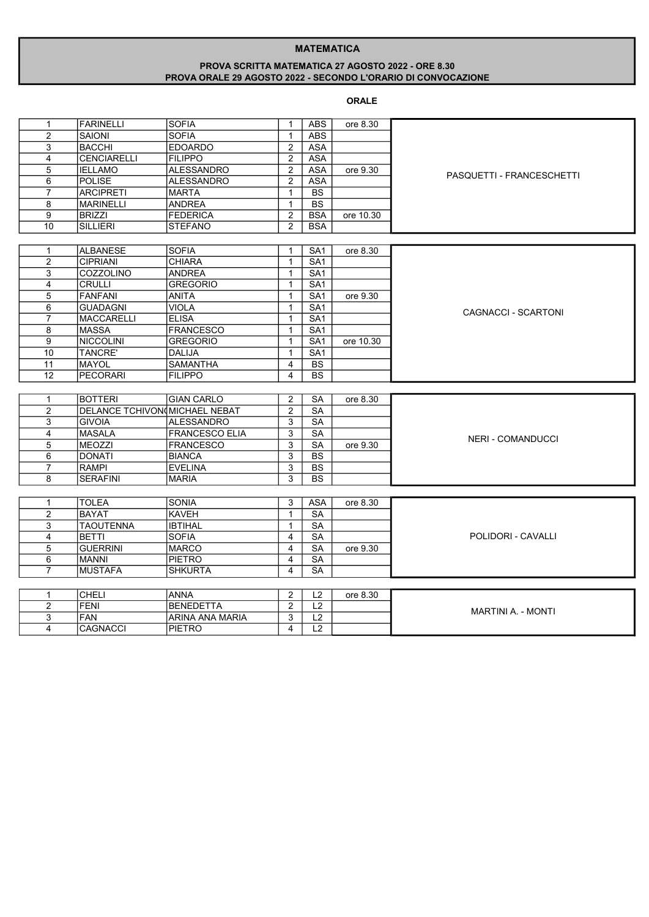## MATEMATICA

**PROVA SCRITTA MATEMATICA 27 AGOSTO 2022 - ORE 8.30**
**PROVA ORALE 29 AGOSTO 2022 - SECONDO L'ORARIO DI CONVOCAZIONE**

**ORALE**

| | | | | | | |
|---|---|---|---|---|---|---|
| 1 | FARINELLI | SOFIA | 1 | ABS | ore 8.30 | PASQUETTI - FRANCESCHETTI |
| 2 | SAIONI | SOFIA | 1 | ABS | | |
| 3 | BACCHI | EDOARDO | 2 | ASA | | |
| 4 | CENCIARELLI | FILIPPO | 2 | ASA | | |
| 5 | IELLAMO | ALESSANDRO | 2 | ASA | ore 9.30 | |
| 6 | POLISE | ALESSANDRO | 2 | ASA | | |
| 7 | ARCIPRETI | MARTA | 1 | BS | | |
| 8 | MARINELLI | ANDREA | 1 | BS | | |
| 9 | BRIZZI | FEDERICA | 2 | BSA | ore 10.30 | |
| 10 | SILLIERI | STEFANO | 2 | BSA | | |

| | | | | | | |
|---|---|---|---|---|---|---|
| 1 | ALBANESE | SOFIA | 1 | SA1 | ore 8.30 | CAGNACCI - SCARTONI |
| 2 | CIPRIANI | CHIARA | 1 | SA1 | | |
| 3 | COZZOLINO | ANDREA | 1 | SA1 | | |
| 4 | CRULLI | GREGORIO | 1 | SA1 | | |
| 5 | FANFANI | ANITA | 1 | SA1 | ore 9.30 | |
| 6 | GUADAGNI | VIOLA | 1 | SA1 | | |
| 7 | MACCARELLI | ELISA | 1 | SA1 | | |
| 8 | MASSA | FRANCESCO | 1 | SA1 | | |
| 9 | NICCOLINI | GREGORIO | 1 | SA1 | ore 10.30 | |
| 10 | TANCRE' | DALIJA | 1 | SA1 | | |
| 11 | MAYOL | SAMANTHA | 4 | BS | | |
| 12 | PECORARI | FILIPPO | 4 | BS | | |

| | | | | | | |
|---|---|---|---|---|---|---|
| 1 | BOTTERI | GIAN CARLO | 2 | SA | ore 8.30 | NERI - COMANDUCCI |
| 2 | DELANCE TCHIVON( | MICHAEL NEBAT | 2 | SA | | |
| 3 | GIVOIA | ALESSANDRO | 3 | SA | | |
| 4 | MASALA | FRANCESCO ELIA | 3 | SA | | |
| 5 | MEOZZI | FRANCESCO | 3 | SA | ore 9.30 | |
| 6 | DONATI | BIANCA | 3 | BS | | |
| 7 | RAMPI | EVELINA | 3 | BS | | |
| 8 | SERAFINI | MARIA | 3 | BS | | |

| | | | | | | |
|---|---|---|---|---|---|---|
| 1 | TOLEA | SONIA | 3 | ASA | ore 8.30 | POLIDORI - CAVALLI |
| 2 | BAYAT | KAVEH | 1 | SA | | |
| 3 | TAOUTENNA | IBTIHAL | 1 | SA | | |
| 4 | BETTI | SOFIA | 4 | SA | | |
| 5 | GUERRINI | MARCO | 4 | SA | ore 9.30 | |
| 6 | MANNI | PIETRO | 4 | SA | | |
| 7 | MUSTAFA | SHKURTA | 4 | SA | | |

| | | | | | | |
|---|---|---|---|---|---|---|
| 1 | CHELI | ANNA | 2 | L2 | ore 8.30 | MARTINI A. - MONTI |
| 2 | FENI | BENEDETTA | 2 | L2 | | |
| 3 | FAN | ARINA ANA MARIA | 3 | L2 | | |
| 4 | CAGNACCI | PIETRO | 4 | L2 | | |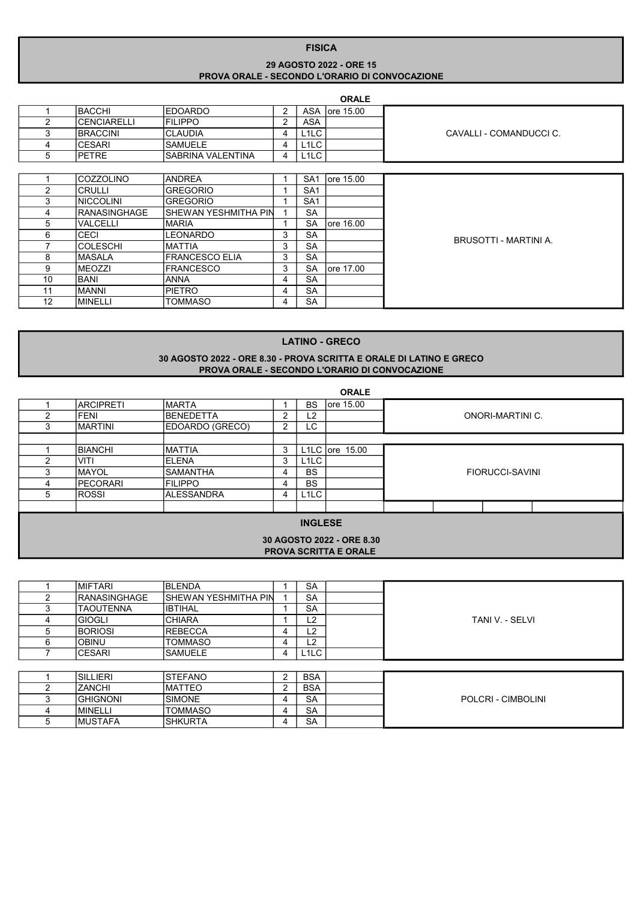## FISICA

**29 AGOSTO 2022 - ORE 15**
**PROVA ORALE - SECONDO L'ORARIO DI CONVOCAZIONE**

| | | | | | ORALE | |
|---|---|---|---|---|---|---|
| 1 | BACCHI | EDOARDO | 2 | ASA | ore 15.00 | CAVALLI - COMANDUCCI C. |
| 2 | CENCIARELLI | FILIPPO | 2 | ASA | | |
| 3 | BRACCINI | CLAUDIA | 4 | L1LC | | |
| 4 | CESARI | SAMUELE | 4 | L1LC | | |
| 5 | PETRE | SABRINA VALENTINA | 4 | L1LC | | |

| | | | | | | |
|---|---|---|---|---|---|---|
| 1 | COZZOLINO | ANDREA | 1 | SA1 | ore 15.00 | BRUSOTTI - MARTINI A. |
| 2 | CRULLI | GREGORIO | 1 | SA1 | | |
| 3 | NICCOLINI | GREGORIO | 1 | SA1 | | |
| 4 | RANASINGHAGE | SHEWAN YESHMITHA PIN | 1 | SA | | |
| 5 | VALCELLI | MARIA | 1 | SA | ore 16.00 | |
| 6 | CECI | LEONARDO | 3 | SA | | |
| 7 | COLESCHI | MATTIA | 3 | SA | | |
| 8 | MASALA | FRANCESCO ELIA | 3 | SA | | |
| 9 | MEOZZI | FRANCESCO | 3 | SA | ore 17.00 | |
| 10 | BANI | ANNA | 4 | SA | | |
| 11 | MANNI | PIETRO | 4 | SA | | |
| 12 | MINELLI | TOMMASO | 4 | SA | | |

## LATINO - GRECO

**30 AGOSTO 2022 - ORE 8.30 - PROVA SCRITTA E ORALE DI LATINO E GRECO**
**PROVA ORALE - SECONDO L'ORARIO DI CONVOCAZIONE**

| | | | | | ORALE | |
|---|---|---|---|---|---|---|
| 1 | ARCIPRETI | MARTA | 1 | BS | ore 15.00 | ONORI-MARTINI C. |
| 2 | FENI | BENEDETTA | 2 | L2 | | |
| 3 | MARTINI | EDOARDO (GRECO) | 2 | LC | | |

| | | | | | | |
|---|---|---|---|---|---|---|
| 1 | BIANCHI | MATTIA | 3 | L1LC | ore 15.00 | FIORUCCI-SAVINI |
| 2 | VITI | ELENA | 3 | L1LC | | |
| 3 | MAYOL | SAMANTHA | 4 | BS | | |
| 4 | PECORARI | FILIPPO | 4 | BS | | |
| 5 | ROSSI | ALESSANDRA | 4 | L1LC | | |

## INGLESE

**30 AGOSTO 2022 - ORE 8.30**
**PROVA SCRITTA E ORALE**

| | | | | | | |
|---|---|---|---|---|---|---|
| 1 | MIFTARI | BLENDA | 1 | SA | | TANI V. - SELVI |
| 2 | RANASINGHAGE | SHEWAN YESHMITHA PIN | 1 | SA | | |
| 3 | TAOUTENNA | IBTIHAL | 1 | SA | | |
| 4 | GIOGLI | CHIARA | 1 | L2 | | |
| 5 | BORIOSI | REBECCA | 4 | L2 | | |
| 6 | OBINU | TOMMASO | 4 | L2 | | |
| 7 | CESARI | SAMUELE | 4 | L1LC | | |

| | | | | | | |
|---|---|---|---|---|---|---|
| 1 | SILLIERI | STEFANO | 2 | BSA | | POLCRI - CIMBOLINI |
| 2 | ZANCHI | MATTEO | 2 | BSA | | |
| 3 | GHIGNONI | SIMONE | 4 | SA | | |
| 4 | MINELLI | TOMMASO | 4 | SA | | |
| 5 | MUSTAFA | SHKURTA | 4 | SA | | |